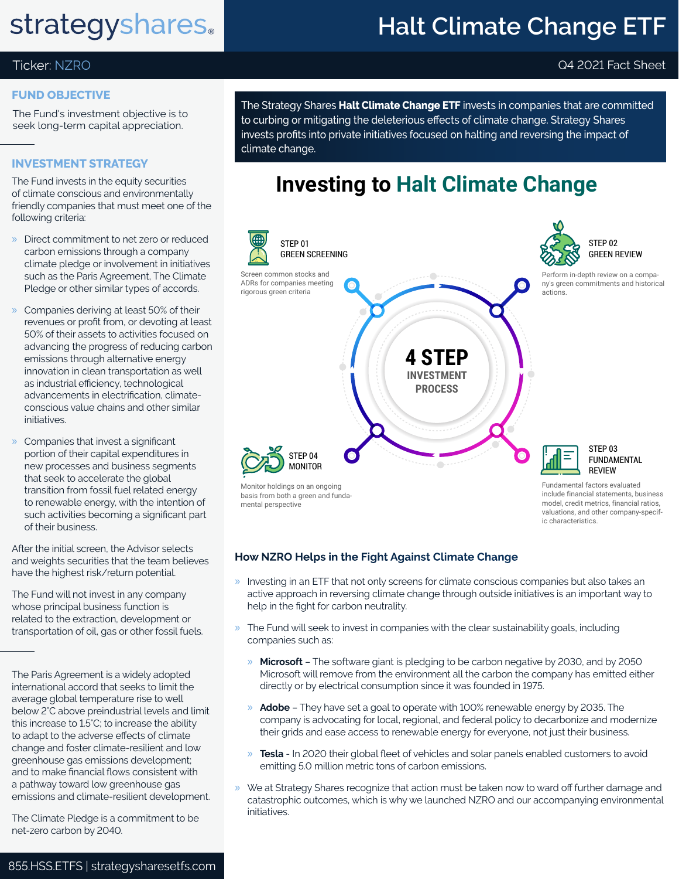strategyshares®

# Halt Climate Change ETF

Ticker: NZRO

Q4 2021 Fact Sheet

## FUND OBJECTIVE

The Fund's investment objective is to seek long-term capital appreciation.

## INVESTMENT STRATEGY

The Fund invests in the equity securities of climate conscious and environmentally friendly companies that must meet one of the following criteria:

- Direct commitment to net zero or reduced carbon emissions through a company climate pledge or involvement in initiatives such as the Paris Agreement, The Climate Pledge or other similar types of accords.
- Companies deriving at least 50% of their revenues or profit from, or devoting at least 50% of their assets to activities focused on advancing the progress of reducing carbon emissions through alternative energy innovation in clean transportation as well as industrial efficiency, technological advancements in electrification, climate-conscious value chains and other similar initiatives.
- Companies that invest a significant portion of their capital expenditures in new processes and business segments that seek to accelerate the global transition from fossil fuel related energy to renewable energy, with the intention of such activities becoming a significant part of their business.

After the initial screen, the Advisor selects and weights securities that the team believes have the highest risk/return potential.

The Fund will not invest in any company whose principal business function is related to the extraction, development or transportation of oil, gas or other fossil fuels.

The Paris Agreement is a widely adopted international accord that seeks to limit the average global temperature rise to well below 2°C above preindustrial levels and limit this increase to 1.5°C; to increase the ability to adapt to the adverse effects of climate change and foster climate-resilient and low greenhouse gas emissions development; and to make financial flows consistent with a pathway toward low greenhouse gas emissions and climate-resilient development.

The Climate Pledge is a commitment to be net-zero carbon by 2040.

The Strategy Shares **Halt Climate Change ETF** invests in companies that are committed to curbing or mitigating the deleterious effects of climate change. Strategy Shares invests profits into private initiatives focused on halting and reversing the impact of climate change.

## Investing to Halt Climate Change

**4 STEP INVESTMENT PROCESS**

**STEP 01 GREEN SCREENING**
Screen common stocks and ADRs for companies meeting rigorous green criteria

**STEP 02 GREEN REVIEW**
Perform in-depth review on a company's green commitments and historical actions.

**STEP 03 FUNDAMENTAL REVIEW**
Fundamental factors evaluated include financial statements, business model, credit metrics, financial ratios, valuations, and other company-specific characteristics.

**STEP 04 MONITOR**
Monitor holdings on an ongoing basis from both a green and fundamental perspective

### How NZRO Helps in the Fight Against Climate Change

- Investing in an ETF that not only screens for climate conscious companies but also takes an active approach in reversing climate change through outside initiatives is an important way to help in the fight for carbon neutrality.
- The Fund will seek to invest in companies with the clear sustainability goals, including companies such as:
  - **Microsoft** – The software giant is pledging to be carbon negative by 2030, and by 2050 Microsoft will remove from the environment all the carbon the company has emitted either directly or by electrical consumption since it was founded in 1975.
  - **Adobe** – They have set a goal to operate with 100% renewable energy by 2035. The company is advocating for local, regional, and federal policy to decarbonize and modernize their grids and ease access to renewable energy for everyone, not just their business.
  - **Tesla** - In 2020 their global fleet of vehicles and solar panels enabled customers to avoid emitting 5.0 million metric tons of carbon emissions.
- We at Strategy Shares recognize that action must be taken now to ward off further damage and catastrophic outcomes, which is why we launched NZRO and our accompanying environmental initiatives.

855.HSS.ETFS | strategysharesetfs.com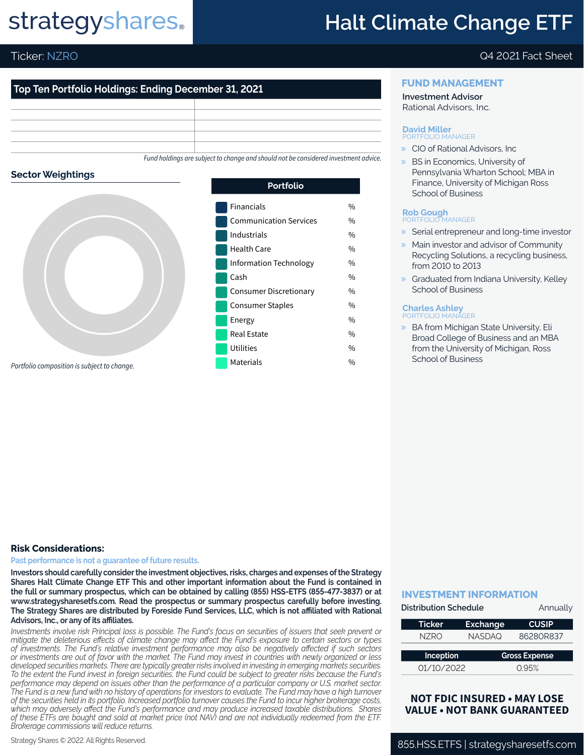# Halt Climate Change ETF

Ticker: NZRO

Q4 2021 Fact Sheet

## Top Ten Portfolio Holdings: Ending December 31, 2021

| | |
|---|---|
| | |
| | |
| | |
| | |
| | |

*Fund holdings are subject to change and should not be considered investment advice.*

## Sector Weightings

*Portfolio composition is subject to change.*

| Portfolio | |
|---|---|
| Financials | % |
| Communication Services | % |
| Industrials | % |
| Health Care | % |
| Information Technology | % |
| Cash | % |
| Consumer Discretionary | % |
| Consumer Staples | % |
| Energy | % |
| Real Estate | % |
| Utilities | % |
| Materials | % |

## FUND MANAGEMENT

**Investment Advisor**
Rational Advisors, Inc.

**David Miller**
PORTFOLIO MANAGER

- CIO of Rational Advisors, Inc
- BS in Economics, University of Pennsylvania Wharton School; MBA in Finance, University of Michigan Ross School of Business

**Rob Gough**
PORTFOLIO MANAGER

- Serial entrepreneur and long-time investor
- Main investor and advisor of Community Recycling Solutions, a recycling business, from 2010 to 2013
- Graduated from Indiana University, Kelley School of Business

**Charles Ashley**
PORTFOLIO MANAGER

- BA from Michigan State University, Eli Broad College of Business and an MBA from the University of Michigan, Ross School of Business

## Risk Considerations:

Past performance is not a guarantee of future results.

**Investors should carefully consider the investment objectives, risks, charges and expenses of the Strategy Shares Halt Climate Change ETF This and other important information about the Fund is contained in the full or summary prospectus, which can be obtained by calling (855) HSS-ETFS (855-477-3837) or at www.strategysharesetfs.com. Read the prospectus or summary prospectus carefully before investing. The Strategy Shares are distributed by Foreside Fund Services, LLC, which is not affiliated with Rational Advisors, Inc., or any of its affiliates.**

*Investments involve risk Principal loss is possible. The Fund's focus on securities of issuers that seek prevent or mitigate the deleterious effects of climate change may affect the Fund's exposure to certain sectors or types of investments. The Fund's relative investment performance may also be negatively affected if such sectors or investments are out of favor with the market. The Fund may invest in countries with newly organized or less developed securities markets. There are typically greater risks involved in investing in emerging markets securities. To the extent the Fund invest in foreign securities, the Fund could be subject to greater risks because the Fund's performance may depend on issues other than the performance of a particular company or U.S. market sector. The Fund is a new fund with no history of operations for investors to evaluate. The Fund may have a high turnover of the securities held in its portfolio. Increased portfolio turnover causes the Fund to incur higher brokerage costs, which may adversely affect the Fund's performance and may produce increased taxable distributions. Shares of these ETFs are bought and sold at market price (not NAV) and are not individually redeemed from the ETF. Brokerage commissions will reduce returns.*

Strategy Shares © 2022. All Rights Reserved.

## INVESTMENT INFORMATION

Distribution Schedule: Annually

| Ticker | Exchange | CUSIP |
|---|---|---|
| NZRO | NASDAQ | 86280R837 |

| Inception | Gross Expense |
|---|---|
| 01/10/2022 | 0.95% |

**NOT FDIC INSURED • MAY LOSE VALUE • NOT BANK GUARANTEED**

855.HSS.ETFS | strategysharesetfs.com